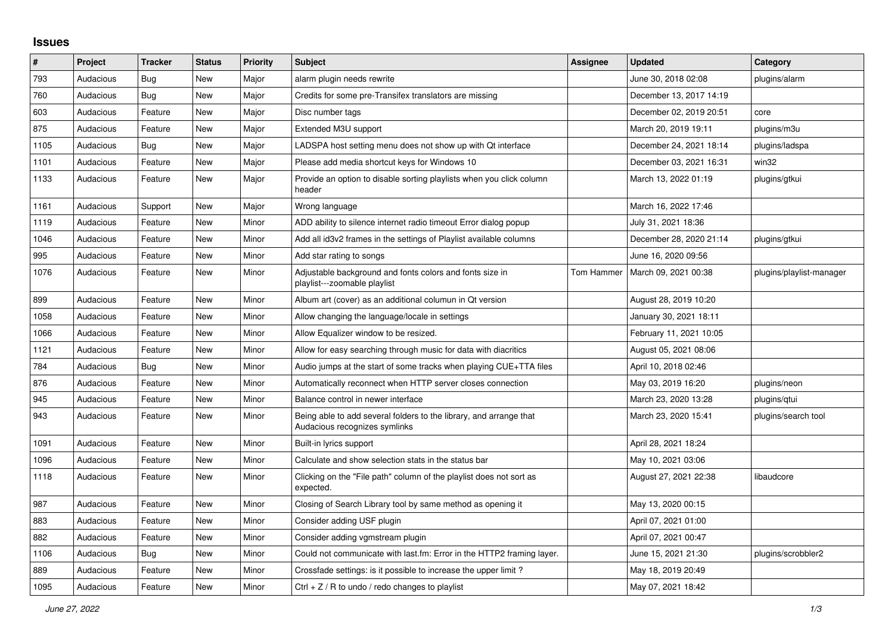## Issues

| # | Project | Tracker | Status | Priority | Subject | Assignee | Updated | Category |
|---|---|---|---|---|---|---|---|---|
| 793 | Audacious | Bug | New | Major | alarm plugin needs rewrite | | June 30, 2018 02:08 | plugins/alarm |
| 760 | Audacious | Bug | New | Major | Credits for some pre-Transifex translators are missing | | December 13, 2017 14:19 | |
| 603 | Audacious | Feature | New | Major | Disc number tags | | December 02, 2019 20:51 | core |
| 875 | Audacious | Feature | New | Major | Extended M3U support | | March 20, 2019 19:11 | plugins/m3u |
| 1105 | Audacious | Bug | New | Major | LADSPA host setting menu does not show up with Qt interface | | December 24, 2021 18:14 | plugins/ladspa |
| 1101 | Audacious | Feature | New | Major | Please add media shortcut keys for Windows 10 | | December 03, 2021 16:31 | win32 |
| 1133 | Audacious | Feature | New | Major | Provide an option to disable sorting playlists when you click column header | | March 13, 2022 01:19 | plugins/gtkui |
| 1161 | Audacious | Support | New | Major | Wrong language | | March 16, 2022 17:46 | |
| 1119 | Audacious | Feature | New | Minor | ADD ability to silence internet radio timeout Error dialog popup | | July 31, 2021 18:36 | |
| 1046 | Audacious | Feature | New | Minor | Add all id3v2 frames in the settings of Playlist available columns | | December 28, 2020 21:14 | plugins/gtkui |
| 995 | Audacious | Feature | New | Minor | Add star rating to songs | | June 16, 2020 09:56 | |
| 1076 | Audacious | Feature | New | Minor | Adjustable background and fonts colors and fonts size in playlist---zoomable playlist | Tom Hammer | March 09, 2021 00:38 | plugins/playlist-manager |
| 899 | Audacious | Feature | New | Minor | Album art (cover) as an additional colunun in Qt version | | August 28, 2019 10:20 | |
| 1058 | Audacious | Feature | New | Minor | Allow changing the language/locale in settings | | January 30, 2021 18:11 | |
| 1066 | Audacious | Feature | New | Minor | Allow Equalizer window to be resized. | | February 11, 2021 10:05 | |
| 1121 | Audacious | Feature | New | Minor | Allow for easy searching through music for data with diacritics | | August 05, 2021 08:06 | |
| 784 | Audacious | Bug | New | Minor | Audio jumps at the start of some tracks when playing CUE+TTA files | | April 10, 2018 02:46 | |
| 876 | Audacious | Feature | New | Minor | Automatically reconnect when HTTP server closes connection | | May 03, 2019 16:20 | plugins/neon |
| 945 | Audacious | Feature | New | Minor | Balance control in newer interface | | March 23, 2020 13:28 | plugins/qtui |
| 943 | Audacious | Feature | New | Minor | Being able to add several folders to the library, and arrange that Audacious recognizes symlinks | | March 23, 2020 15:41 | plugins/search tool |
| 1091 | Audacious | Feature | New | Minor | Built-in lyrics support | | April 28, 2021 18:24 | |
| 1096 | Audacious | Feature | New | Minor | Calculate and show selection stats in the status bar | | May 10, 2021 03:06 | |
| 1118 | Audacious | Feature | New | Minor | Clicking on the "File path" column of the playlist does not sort as expected. | | August 27, 2021 22:38 | libaudcore |
| 987 | Audacious | Feature | New | Minor | Closing of Search Library tool by same method as opening it | | May 13, 2020 00:15 | |
| 883 | Audacious | Feature | New | Minor | Consider adding USF plugin | | April 07, 2021 01:00 | |
| 882 | Audacious | Feature | New | Minor | Consider adding vgmstream plugin | | April 07, 2021 00:47 | |
| 1106 | Audacious | Bug | New | Minor | Could not communicate with last.fm: Error in the HTTP2 framing layer. | | June 15, 2021 21:30 | plugins/scrobbler2 |
| 889 | Audacious | Feature | New | Minor | Crossfade settings: is it possible to increase the upper limit ? | | May 18, 2019 20:49 | |
| 1095 | Audacious | Feature | New | Minor | Ctrl + Z / R to undo / redo changes to playlist | | May 07, 2021 18:42 | |

*June 27, 2022*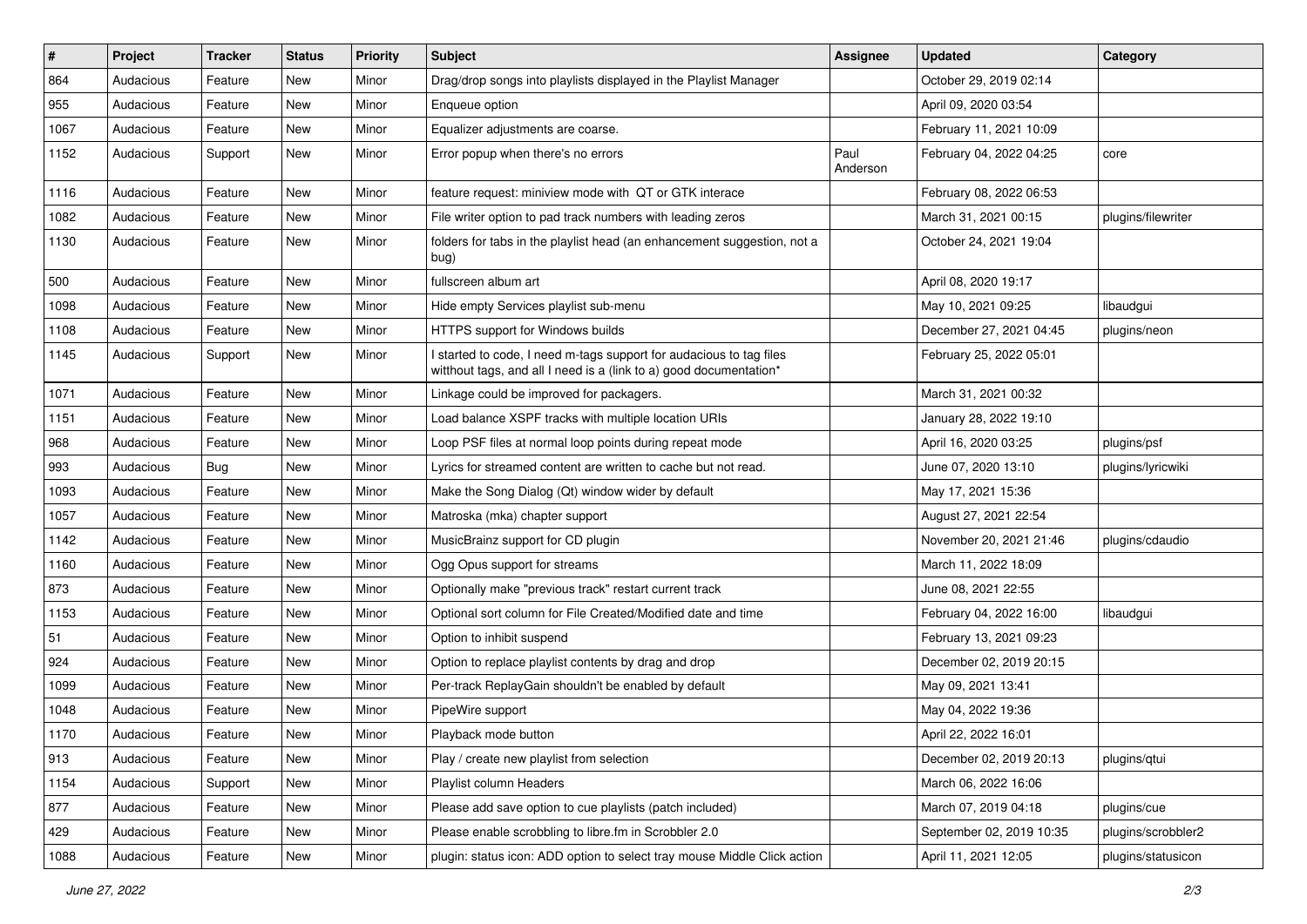| # | Project | Tracker | Status | Priority | Subject | Assignee | Updated | Category |
|---|---|---|---|---|---|---|---|---|
| 864 | Audacious | Feature | New | Minor | Drag/drop songs into playlists displayed in the Playlist Manager | | October 29, 2019 02:14 | |
| 955 | Audacious | Feature | New | Minor | Enqueue option | | April 09, 2020 03:54 | |
| 1067 | Audacious | Feature | New | Minor | Equalizer adjustments are coarse. | | February 11, 2021 10:09 | |
| 1152 | Audacious | Support | New | Minor | Error popup when there's no errors | Paul Anderson | February 04, 2022 04:25 | core |
| 1116 | Audacious | Feature | New | Minor | feature request: miniview mode with QT or GTK interace | | February 08, 2022 06:53 | |
| 1082 | Audacious | Feature | New | Minor | File writer option to pad track numbers with leading zeros | | March 31, 2021 00:15 | plugins/filewriter |
| 1130 | Audacious | Feature | New | Minor | folders for tabs in the playlist head (an enhancement suggestion, not a bug) | | October 24, 2021 19:04 | |
| 500 | Audacious | Feature | New | Minor | fullscreen album art | | April 08, 2020 19:17 | |
| 1098 | Audacious | Feature | New | Minor | Hide empty Services playlist sub-menu | | May 10, 2021 09:25 | libaudgui |
| 1108 | Audacious | Feature | New | Minor | HTTPS support for Windows builds | | December 27, 2021 04:45 | plugins/neon |
| 1145 | Audacious | Support | New | Minor | I started to code, I need m-tags support for audacious to tag files witthout tags, and all I need is a (link to a) good documentation* | | February 25, 2022 05:01 | |
| 1071 | Audacious | Feature | New | Minor | Linkage could be improved for packagers. | | March 31, 2021 00:32 | |
| 1151 | Audacious | Feature | New | Minor | Load balance XSPF tracks with multiple location URIs | | January 28, 2022 19:10 | |
| 968 | Audacious | Feature | New | Minor | Loop PSF files at normal loop points during repeat mode | | April 16, 2020 03:25 | plugins/psf |
| 993 | Audacious | Bug | New | Minor | Lyrics for streamed content are written to cache but not read. | | June 07, 2020 13:10 | plugins/lyricwiki |
| 1093 | Audacious | Feature | New | Minor | Make the Song Dialog (Qt) window wider by default | | May 17, 2021 15:36 | |
| 1057 | Audacious | Feature | New | Minor | Matroska (mka) chapter support | | August 27, 2021 22:54 | |
| 1142 | Audacious | Feature | New | Minor | MusicBrainz support for CD plugin | | November 20, 2021 21:46 | plugins/cdaudio |
| 1160 | Audacious | Feature | New | Minor | Ogg Opus support for streams | | March 11, 2022 18:09 | |
| 873 | Audacious | Feature | New | Minor | Optionally make "previous track" restart current track | | June 08, 2021 22:55 | |
| 1153 | Audacious | Feature | New | Minor | Optional sort column for File Created/Modified date and time | | February 04, 2022 16:00 | libaudgui |
| 51 | Audacious | Feature | New | Minor | Option to inhibit suspend | | February 13, 2021 09:23 | |
| 924 | Audacious | Feature | New | Minor | Option to replace playlist contents by drag and drop | | December 02, 2019 20:15 | |
| 1099 | Audacious | Feature | New | Minor | Per-track ReplayGain shouldn't be enabled by default | | May 09, 2021 13:41 | |
| 1048 | Audacious | Feature | New | Minor | PipeWire support | | May 04, 2022 19:36 | |
| 1170 | Audacious | Feature | New | Minor | Playback mode button | | April 22, 2022 16:01 | |
| 913 | Audacious | Feature | New | Minor | Play / create new playlist from selection | | December 02, 2019 20:13 | plugins/qtui |
| 1154 | Audacious | Support | New | Minor | Playlist column Headers | | March 06, 2022 16:06 | |
| 877 | Audacious | Feature | New | Minor | Please add save option to cue playlists (patch included) | | March 07, 2019 04:18 | plugins/cue |
| 429 | Audacious | Feature | New | Minor | Please enable scrobbling to libre.fm in Scrobbler 2.0 | | September 02, 2019 10:35 | plugins/scrobbler2 |
| 1088 | Audacious | Feature | New | Minor | plugin: status icon: ADD option to select tray mouse Middle Click action | | April 11, 2021 12:05 | plugins/statusicon |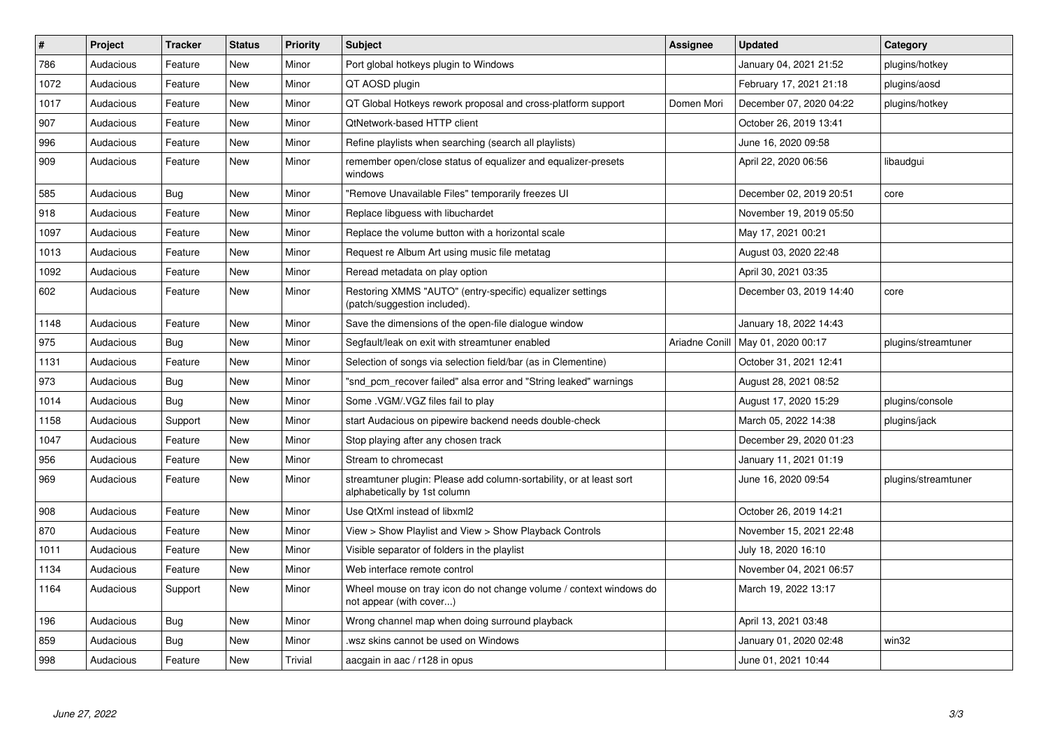| # | Project | Tracker | Status | Priority | Subject | Assignee | Updated | Category |
|---|---|---|---|---|---|---|---|---|
| 786 | Audacious | Feature | New | Minor | Port global hotkeys plugin to Windows | | January 04, 2021 21:52 | plugins/hotkey |
| 1072 | Audacious | Feature | New | Minor | QT AOSD plugin | | February 17, 2021 21:18 | plugins/aosd |
| 1017 | Audacious | Feature | New | Minor | QT Global Hotkeys rework proposal and cross-platform support | Domen Mori | December 07, 2020 04:22 | plugins/hotkey |
| 907 | Audacious | Feature | New | Minor | QtNetwork-based HTTP client | | October 26, 2019 13:41 | |
| 996 | Audacious | Feature | New | Minor | Refine playlists when searching (search all playlists) | | June 16, 2020 09:58 | |
| 909 | Audacious | Feature | New | Minor | remember open/close status of equalizer and equalizer-presets windows | | April 22, 2020 06:56 | libaudgui |
| 585 | Audacious | Bug | New | Minor | "Remove Unavailable Files" temporarily freezes UI | | December 02, 2019 20:51 | core |
| 918 | Audacious | Feature | New | Minor | Replace libguess with libuchardet | | November 19, 2019 05:50 | |
| 1097 | Audacious | Feature | New | Minor | Replace the volume button with a horizontal scale | | May 17, 2021 00:21 | |
| 1013 | Audacious | Feature | New | Minor | Request re Album Art using music file metatag | | August 03, 2020 22:48 | |
| 1092 | Audacious | Feature | New | Minor | Reread metadata on play option | | April 30, 2021 03:35 | |
| 602 | Audacious | Feature | New | Minor | Restoring XMMS "AUTO" (entry-specific) equalizer settings (patch/suggestion included). | | December 03, 2019 14:40 | core |
| 1148 | Audacious | Feature | New | Minor | Save the dimensions of the open-file dialogue window | | January 18, 2022 14:43 | |
| 975 | Audacious | Bug | New | Minor | Segfault/leak on exit with streamtuner enabled | Ariadne Conill | May 01, 2020 00:17 | plugins/streamtuner |
| 1131 | Audacious | Feature | New | Minor | Selection of songs via selection field/bar (as in Clementine) | | October 31, 2021 12:41 | |
| 973 | Audacious | Bug | New | Minor | "snd_pcm_recover failed" alsa error and "String leaked" warnings | | August 28, 2021 08:52 | |
| 1014 | Audacious | Bug | New | Minor | Some .VGM/.VGZ files fail to play | | August 17, 2020 15:29 | plugins/console |
| 1158 | Audacious | Support | New | Minor | start Audacious on pipewire backend needs double-check | | March 05, 2022 14:38 | plugins/jack |
| 1047 | Audacious | Feature | New | Minor | Stop playing after any chosen track | | December 29, 2020 01:23 | |
| 956 | Audacious | Feature | New | Minor | Stream to chromecast | | January 11, 2021 01:19 | |
| 969 | Audacious | Feature | New | Minor | streamtuner plugin: Please add column-sortability, or at least sort alphabetically by 1st column | | June 16, 2020 09:54 | plugins/streamtuner |
| 908 | Audacious | Feature | New | Minor | Use QtXml instead of libxml2 | | October 26, 2019 14:21 | |
| 870 | Audacious | Feature | New | Minor | View > Show Playlist and View > Show Playback Controls | | November 15, 2021 22:48 | |
| 1011 | Audacious | Feature | New | Minor | Visible separator of folders in the playlist | | July 18, 2020 16:10 | |
| 1134 | Audacious | Feature | New | Minor | Web interface remote control | | November 04, 2021 06:57 | |
| 1164 | Audacious | Support | New | Minor | Wheel mouse on tray icon do not change volume / context windows do not appear (with cover...) | | March 19, 2022 13:17 | |
| 196 | Audacious | Bug | New | Minor | Wrong channel map when doing surround playback | | April 13, 2021 03:48 | |
| 859 | Audacious | Bug | New | Minor | .wsz skins cannot be used on Windows | | January 01, 2020 02:48 | win32 |
| 998 | Audacious | Feature | New | Trivial | aacgain in aac / r128 in opus | | June 01, 2021 10:44 | |

*June 27, 2022*